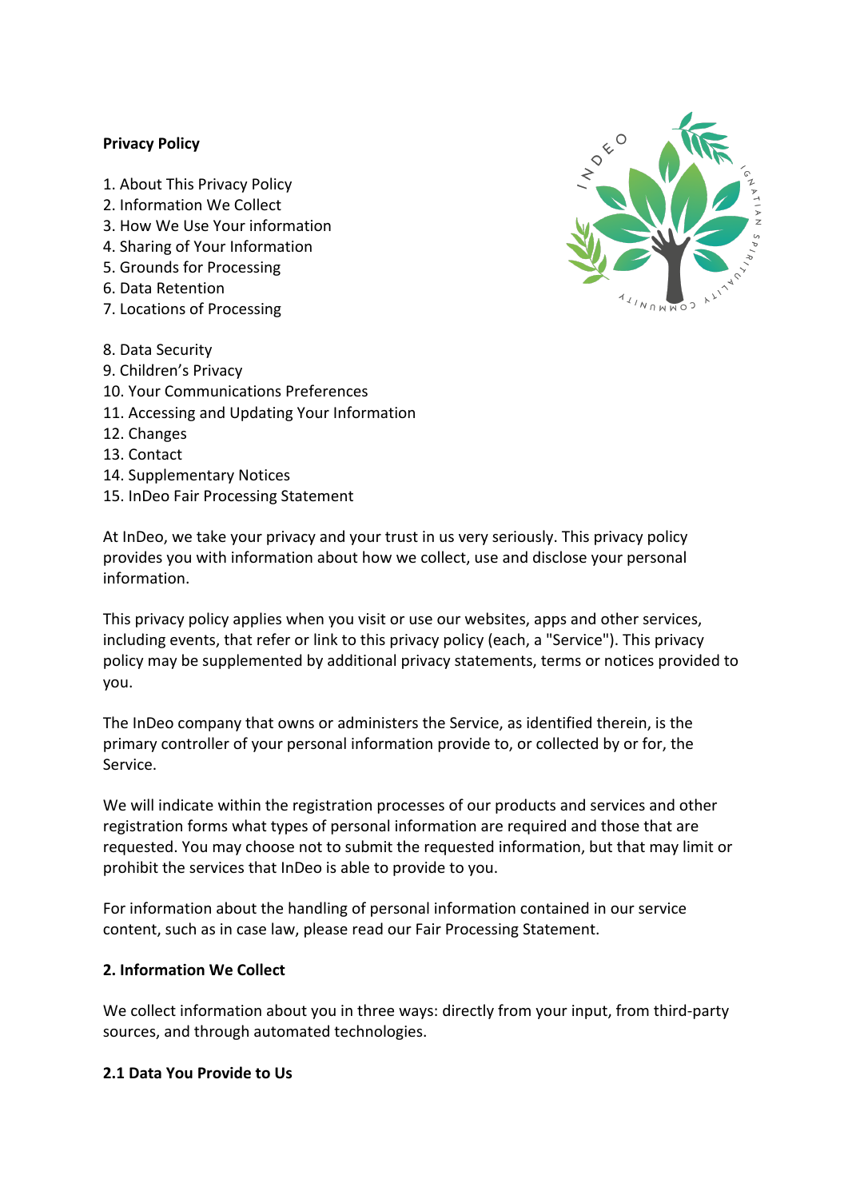**Privacy Policy**

1. About This Privacy Policy
2. Information We Collect
3. How We Use Your information
4. Sharing of Your Information
5. Grounds for Processing
6. Data Retention
7. Locations of Processing
8. Data Security
9. Children's Privacy
10. Your Communications Preferences
11. Accessing and Updating Your Information
12. Changes
13. Contact
14. Supplementary Notices
15. InDeo Fair Processing Statement

At InDeo, we take your privacy and your trust in us very seriously. This privacy policy provides you with information about how we collect, use and disclose your personal information.

This privacy policy applies when you visit or use our websites, apps and other services, including events, that refer or link to this privacy policy (each, a "Service"). This privacy policy may be supplemented by additional privacy statements, terms or notices provided to you.

The InDeo company that owns or administers the Service, as identified therein, is the primary controller of your personal information provide to, or collected by or for, the Service.

We will indicate within the registration processes of our products and services and other registration forms what types of personal information are required and those that are requested. You may choose not to submit the requested information, but that may limit or prohibit the services that InDeo is able to provide to you.

For information about the handling of personal information contained in our service content, such as in case law, please read our Fair Processing Statement.

**2. Information We Collect**

We collect information about you in three ways: directly from your input, from third-party sources, and through automated technologies.

**2.1 Data You Provide to Us**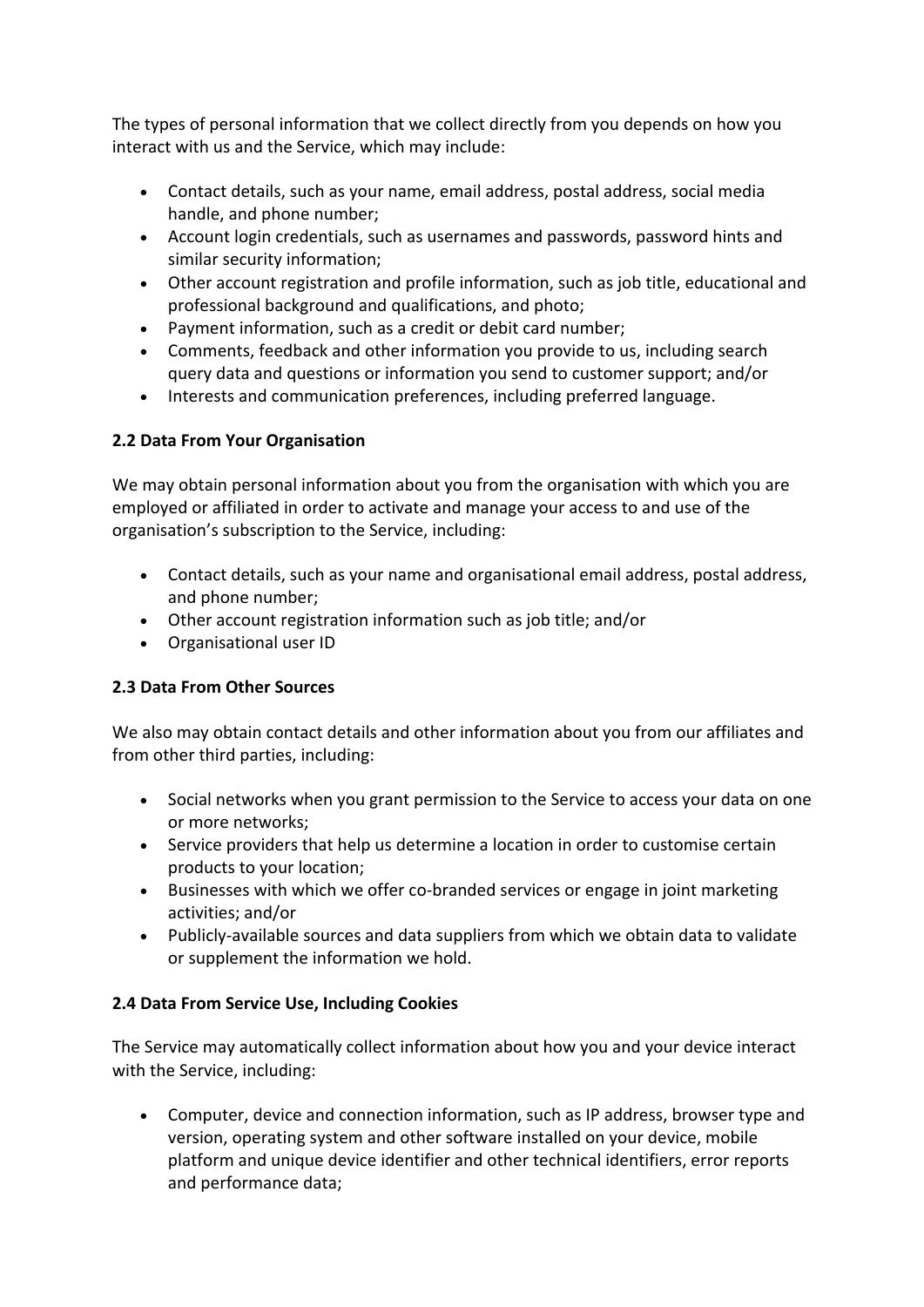The types of personal information that we collect directly from you depends on how you interact with us and the Service, which may include:

- Contact details, such as your name, email address, postal address, social media handle, and phone number;
- Account login credentials, such as usernames and passwords, password hints and similar security information;
- Other account registration and profile information, such as job title, educational and professional background and qualifications, and photo;
- Payment information, such as a credit or debit card number;
- Comments, feedback and other information you provide to us, including search query data and questions or information you send to customer support; and/or
- Interests and communication preferences, including preferred language.

**2.2 Data From Your Organisation**

We may obtain personal information about you from the organisation with which you are employed or affiliated in order to activate and manage your access to and use of the organisation's subscription to the Service, including:

- Contact details, such as your name and organisational email address, postal address, and phone number;
- Other account registration information such as job title; and/or
- Organisational user ID

**2.3 Data From Other Sources**

We also may obtain contact details and other information about you from our affiliates and from other third parties, including:

- Social networks when you grant permission to the Service to access your data on one or more networks;
- Service providers that help us determine a location in order to customise certain products to your location;
- Businesses with which we offer co-branded services or engage in joint marketing activities; and/or
- Publicly-available sources and data suppliers from which we obtain data to validate or supplement the information we hold.

**2.4 Data From Service Use, Including Cookies**

The Service may automatically collect information about how you and your device interact with the Service, including:

- Computer, device and connection information, such as IP address, browser type and version, operating system and other software installed on your device, mobile platform and unique device identifier and other technical identifiers, error reports and performance data;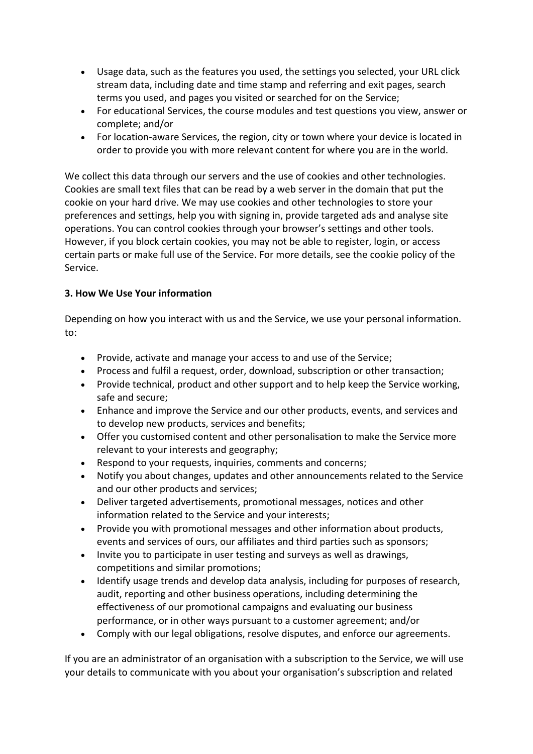- Usage data, such as the features you used, the settings you selected, your URL click stream data, including date and time stamp and referring and exit pages, search terms you used, and pages you visited or searched for on the Service;
- For educational Services, the course modules and test questions you view, answer or complete; and/or
- For location-aware Services, the region, city or town where your device is located in order to provide you with more relevant content for where you are in the world.

We collect this data through our servers and the use of cookies and other technologies. Cookies are small text files that can be read by a web server in the domain that put the cookie on your hard drive. We may use cookies and other technologies to store your preferences and settings, help you with signing in, provide targeted ads and analyse site operations. You can control cookies through your browser's settings and other tools. However, if you block certain cookies, you may not be able to register, login, or access certain parts or make full use of the Service. For more details, see the cookie policy of the Service.

**3. How We Use Your information**

Depending on how you interact with us and the Service, we use your personal information. to:

- Provide, activate and manage your access to and use of the Service;
- Process and fulfil a request, order, download, subscription or other transaction;
- Provide technical, product and other support and to help keep the Service working, safe and secure;
- Enhance and improve the Service and our other products, events, and services and to develop new products, services and benefits;
- Offer you customised content and other personalisation to make the Service more relevant to your interests and geography;
- Respond to your requests, inquiries, comments and concerns;
- Notify you about changes, updates and other announcements related to the Service and our other products and services;
- Deliver targeted advertisements, promotional messages, notices and other information related to the Service and your interests;
- Provide you with promotional messages and other information about products, events and services of ours, our affiliates and third parties such as sponsors;
- Invite you to participate in user testing and surveys as well as drawings, competitions and similar promotions;
- Identify usage trends and develop data analysis, including for purposes of research, audit, reporting and other business operations, including determining the effectiveness of our promotional campaigns and evaluating our business performance, or in other ways pursuant to a customer agreement; and/or
- Comply with our legal obligations, resolve disputes, and enforce our agreements.

If you are an administrator of an organisation with a subscription to the Service, we will use your details to communicate with you about your organisation's subscription and related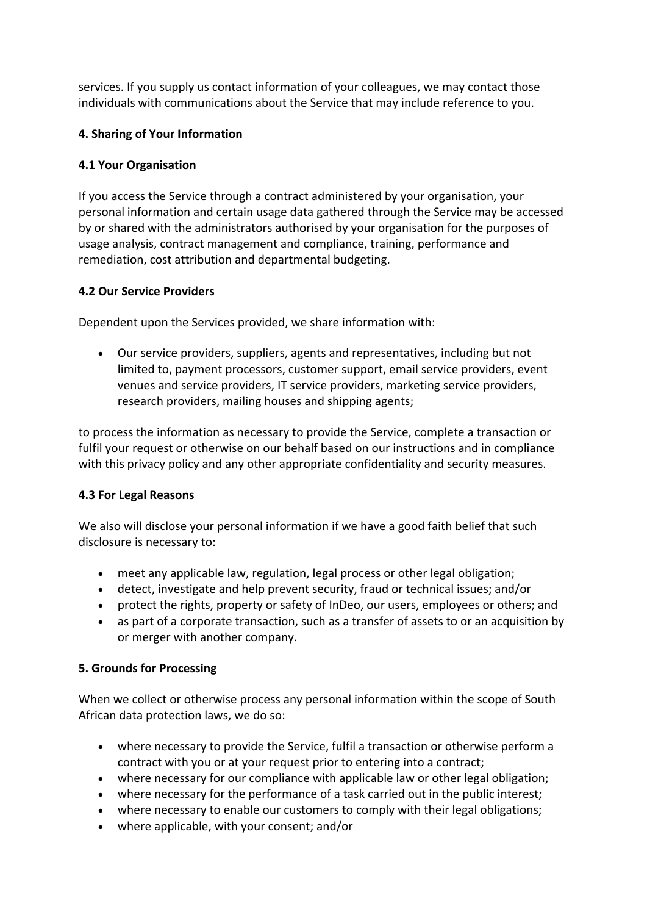services. If you supply us contact information of your colleagues, we may contact those individuals with communications about the Service that may include reference to you.

**4. Sharing of Your Information**

**4.1 Your Organisation**

If you access the Service through a contract administered by your organisation, your personal information and certain usage data gathered through the Service may be accessed by or shared with the administrators authorised by your organisation for the purposes of usage analysis, contract management and compliance, training, performance and remediation, cost attribution and departmental budgeting.

**4.2 Our Service Providers**

Dependent upon the Services provided, we share information with:

- Our service providers, suppliers, agents and representatives, including but not limited to, payment processors, customer support, email service providers, event venues and service providers, IT service providers, marketing service providers, research providers, mailing houses and shipping agents;

to process the information as necessary to provide the Service, complete a transaction or fulfil your request or otherwise on our behalf based on our instructions and in compliance with this privacy policy and any other appropriate confidentiality and security measures.

**4.3 For Legal Reasons**

We also will disclose your personal information if we have a good faith belief that such disclosure is necessary to:

- meet any applicable law, regulation, legal process or other legal obligation;
- detect, investigate and help prevent security, fraud or technical issues; and/or
- protect the rights, property or safety of InDeo, our users, employees or others; and
- as part of a corporate transaction, such as a transfer of assets to or an acquisition by or merger with another company.

**5. Grounds for Processing**

When we collect or otherwise process any personal information within the scope of South African data protection laws, we do so:

- where necessary to provide the Service, fulfil a transaction or otherwise perform a contract with you or at your request prior to entering into a contract;
- where necessary for our compliance with applicable law or other legal obligation;
- where necessary for the performance of a task carried out in the public interest;
- where necessary to enable our customers to comply with their legal obligations;
- where applicable, with your consent; and/or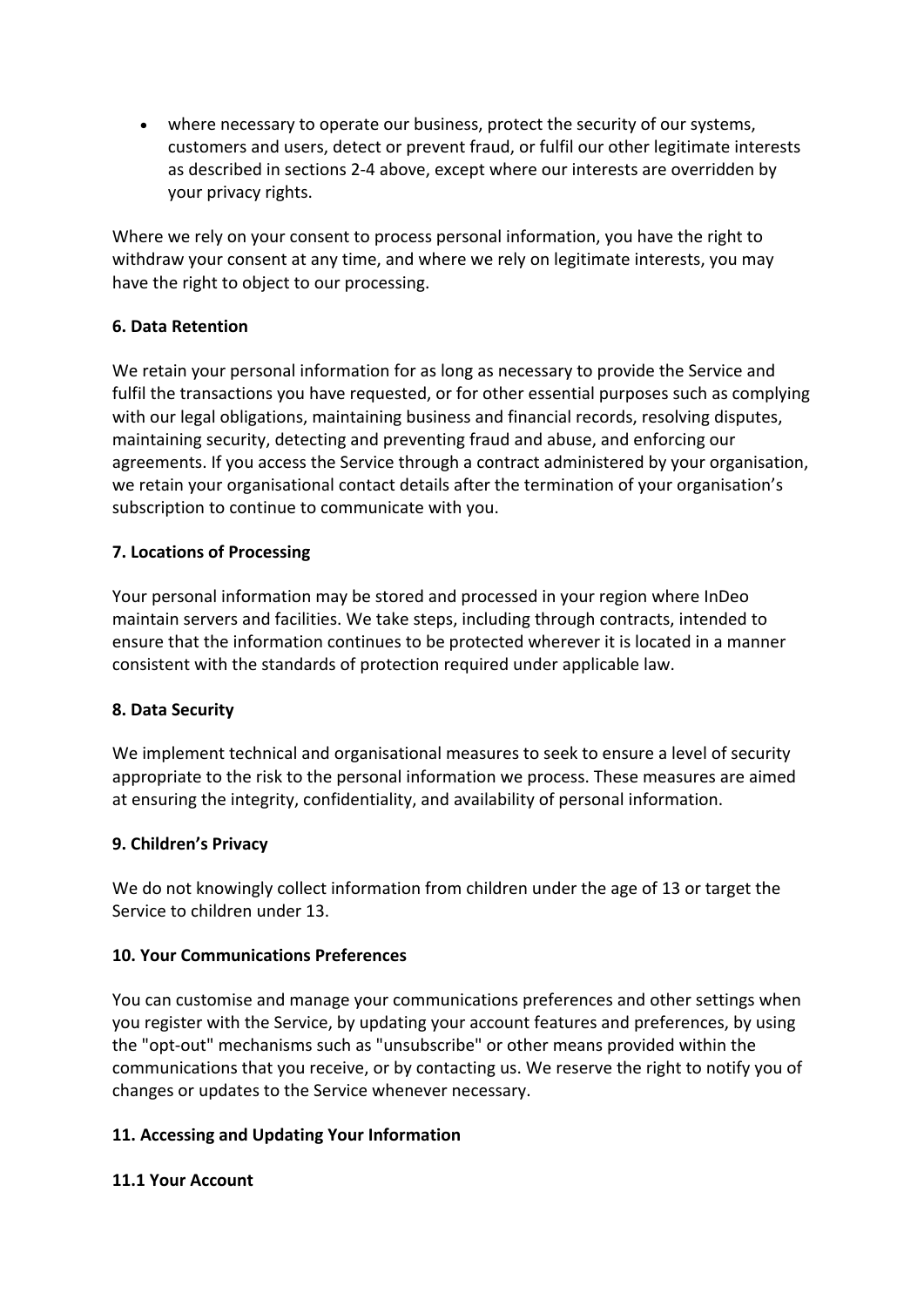- where necessary to operate our business, protect the security of our systems, customers and users, detect or prevent fraud, or fulfil our other legitimate interests as described in sections 2-4 above, except where our interests are overridden by your privacy rights.

Where we rely on your consent to process personal information, you have the right to withdraw your consent at any time, and where we rely on legitimate interests, you may have the right to object to our processing.

**6. Data Retention**

We retain your personal information for as long as necessary to provide the Service and fulfil the transactions you have requested, or for other essential purposes such as complying with our legal obligations, maintaining business and financial records, resolving disputes, maintaining security, detecting and preventing fraud and abuse, and enforcing our agreements. If you access the Service through a contract administered by your organisation, we retain your organisational contact details after the termination of your organisation's subscription to continue to communicate with you.

**7. Locations of Processing**

Your personal information may be stored and processed in your region where InDeo maintain servers and facilities. We take steps, including through contracts, intended to ensure that the information continues to be protected wherever it is located in a manner consistent with the standards of protection required under applicable law.

**8. Data Security**

We implement technical and organisational measures to seek to ensure a level of security appropriate to the risk to the personal information we process. These measures are aimed at ensuring the integrity, confidentiality, and availability of personal information.

**9. Children's Privacy**

We do not knowingly collect information from children under the age of 13 or target the Service to children under 13.

**10. Your Communications Preferences**

You can customise and manage your communications preferences and other settings when you register with the Service, by updating your account features and preferences, by using the "opt-out" mechanisms such as "unsubscribe" or other means provided within the communications that you receive, or by contacting us. We reserve the right to notify you of changes or updates to the Service whenever necessary.

**11. Accessing and Updating Your Information**

**11.1 Your Account**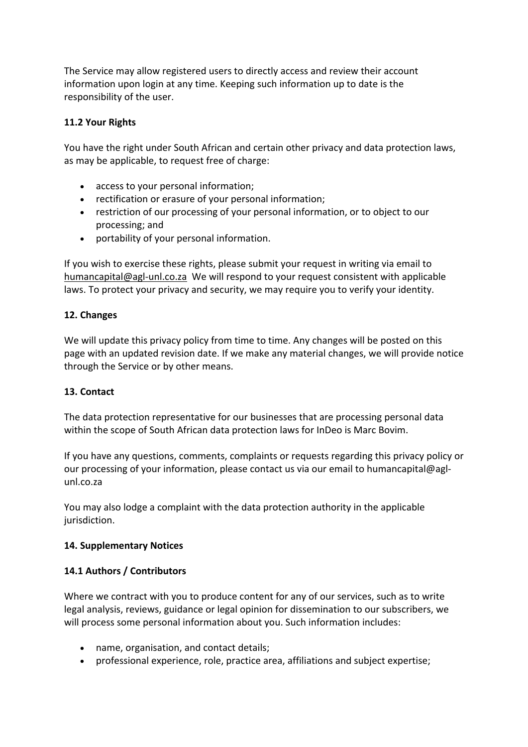The Service may allow registered users to directly access and review their account information upon login at any time. Keeping such information up to date is the responsibility of the user.

### 11.2 Your Rights

You have the right under South African and certain other privacy and data protection laws, as may be applicable, to request free of charge:

- access to your personal information;
- rectification or erasure of your personal information;
- restriction of our processing of your personal information, or to object to our processing; and
- portability of your personal information.

If you wish to exercise these rights, please submit your request in writing via email to humancapital@agl-unl.co.za We will respond to your request consistent with applicable laws. To protect your privacy and security, we may require you to verify your identity.

## 12. Changes

We will update this privacy policy from time to time. Any changes will be posted on this page with an updated revision date. If we make any material changes, we will provide notice through the Service or by other means.

## 13. Contact

The data protection representative for our businesses that are processing personal data within the scope of South African data protection laws for InDeo is Marc Bovim.

If you have any questions, comments, complaints or requests regarding this privacy policy or our processing of your information, please contact us via our email to humancapital@agl-unl.co.za

You may also lodge a complaint with the data protection authority in the applicable jurisdiction.

## 14. Supplementary Notices

### 14.1 Authors / Contributors

Where we contract with you to produce content for any of our services, such as to write legal analysis, reviews, guidance or legal opinion for dissemination to our subscribers, we will process some personal information about you. Such information includes:

- name, organisation, and contact details;
- professional experience, role, practice area, affiliations and subject expertise;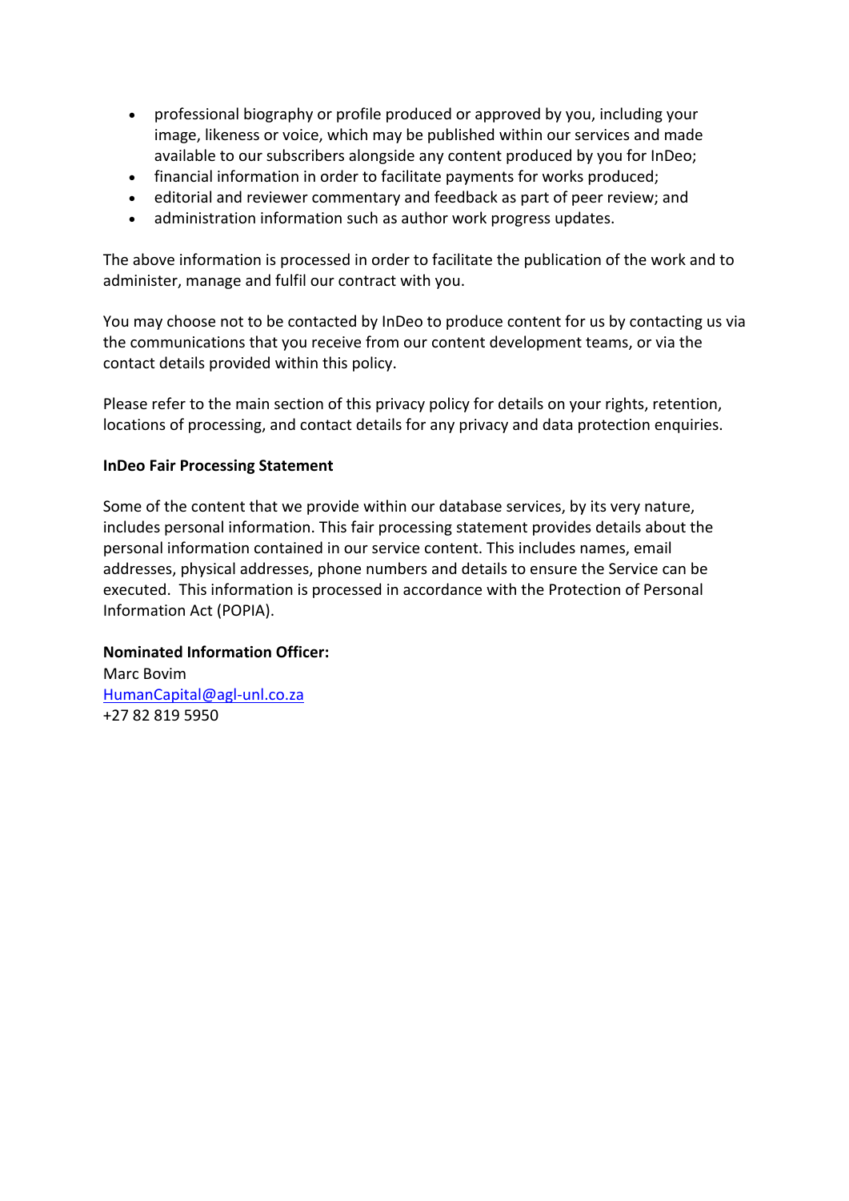- professional biography or profile produced or approved by you, including your image, likeness or voice, which may be published within our services and made available to our subscribers alongside any content produced by you for InDeo;
- financial information in order to facilitate payments for works produced;
- editorial and reviewer commentary and feedback as part of peer review; and
- administration information such as author work progress updates.

The above information is processed in order to facilitate the publication of the work and to administer, manage and fulfil our contract with you.

You may choose not to be contacted by InDeo to produce content for us by contacting us via the communications that you receive from our content development teams, or via the contact details provided within this policy.

Please refer to the main section of this privacy policy for details on your rights, retention, locations of processing, and contact details for any privacy and data protection enquiries.

**InDeo Fair Processing Statement**

Some of the content that we provide within our database services, by its very nature, includes personal information. This fair processing statement provides details about the personal information contained in our service content. This includes names, email addresses, physical addresses, phone numbers and details to ensure the Service can be executed. This information is processed in accordance with the Protection of Personal Information Act (POPIA).

**Nominated Information Officer:**
Marc Bovim
HumanCapital@agl-unl.co.za
+27 82 819 5950